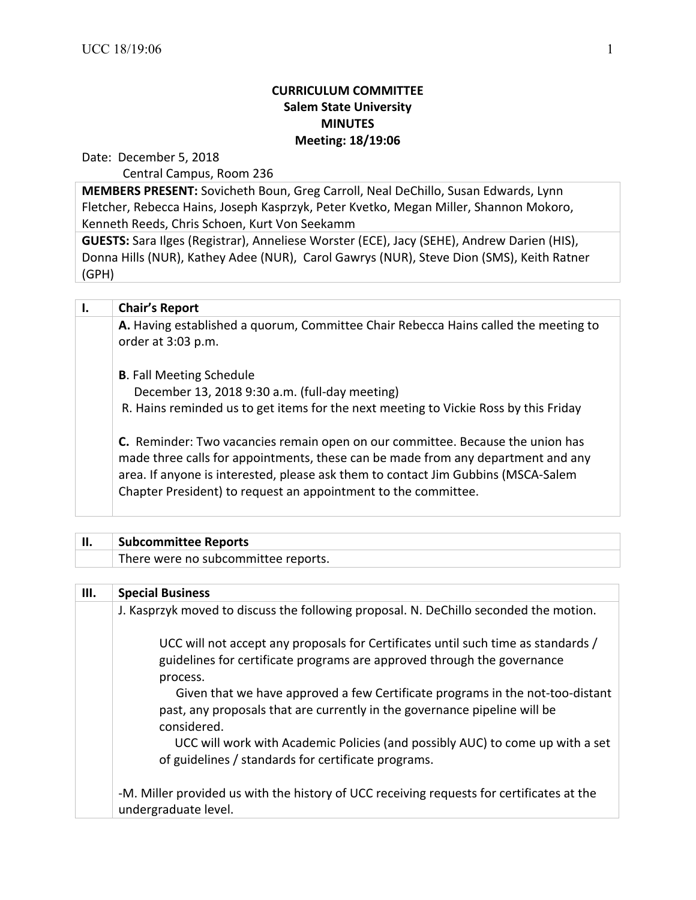**CURRICULUM COMMITTEE**
**Salem State University**
**MINUTES**
**Meeting: 18/19:06**

Date: December 5, 2018
Central Campus, Room 236

**MEMBERS PRESENT:** Sovicheth Boun, Greg Carroll, Neal DeChillo, Susan Edwards, Lynn Fletcher, Rebecca Hains, Joseph Kasprzyk, Peter Kvetko, Megan Miller, Shannon Mokoro, Kenneth Reeds, Chris Schoen, Kurt Von Seekamm

**GUESTS:** Sara Ilges (Registrar), Anneliese Worster (ECE), Jacy (SEHE), Andrew Darien (HIS), Donna Hills (NUR), Kathey Adee (NUR), Carol Gawrys (NUR), Steve Dion (SMS), Keith Ratner (GPH)

## I. Chair's Report

**A.** Having established a quorum, Committee Chair Rebecca Hains called the meeting to order at 3:03 p.m.

**B**. Fall Meeting Schedule
December 13, 2018 9:30 a.m. (full-day meeting)
R. Hains reminded us to get items for the next meeting to Vickie Ross by this Friday

**C.** Reminder: Two vacancies remain open on our committee. Because the union has made three calls for appointments, these can be made from any department and any area. If anyone is interested, please ask them to contact Jim Gubbins (MSCA-Salem Chapter President) to request an appointment to the committee.

## II. Subcommittee Reports

There were no subcommittee reports.

## III. Special Business

J. Kasprzyk moved to discuss the following proposal. N. DeChillo seconded the motion.

> UCC will not accept any proposals for Certificates until such time as standards / guidelines for certificate programs are approved through the governance process.
>
> Given that we have approved a few Certificate programs in the not-too-distant past, any proposals that are currently in the governance pipeline will be considered.
>
> UCC will work with Academic Policies (and possibly AUC) to come up with a set of guidelines / standards for certificate programs.

-M. Miller provided us with the history of UCC receiving requests for certificates at the undergraduate level.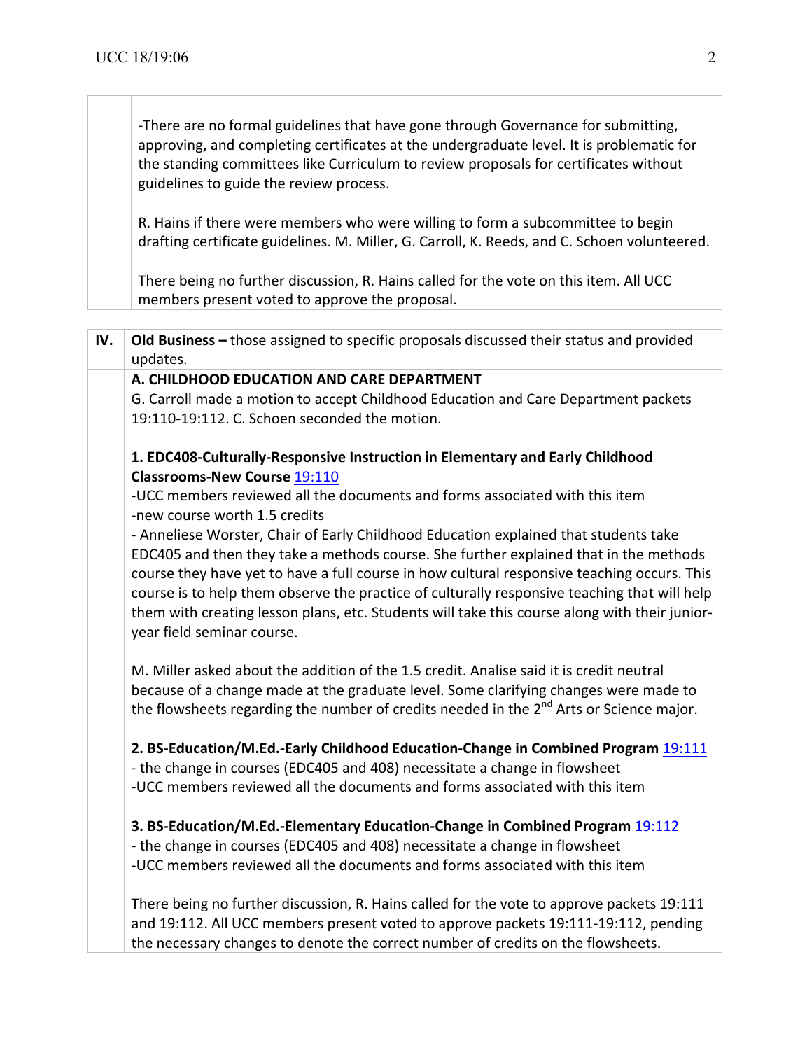-There are no formal guidelines that have gone through Governance for submitting, approving, and completing certificates at the undergraduate level. It is problematic for the standing committees like Curriculum to review proposals for certificates without guidelines to guide the review process.

R. Hains if there were members who were willing to form a subcommittee to begin drafting certificate guidelines. M. Miller, G. Carroll, K. Reeds, and C. Schoen volunteered.

There being no further discussion, R. Hains called for the vote on this item. All UCC members present voted to approve the proposal.

## IV. Old Business – those assigned to specific proposals discussed their status and provided updates.

### A. CHILDHOOD EDUCATION AND CARE DEPARTMENT

G. Carroll made a motion to accept Childhood Education and Care Department packets 19:110-19:112. C. Schoen seconded the motion.

**1. EDC408-Culturally-Responsive Instruction in Elementary and Early Childhood Classrooms-New Course** 19:110

-UCC members reviewed all the documents and forms associated with this item
-new course worth 1.5 credits
- Anneliese Worster, Chair of Early Childhood Education explained that students take EDC405 and then they take a methods course. She further explained that in the methods course they have yet to have a full course in how cultural responsive teaching occurs. This course is to help them observe the practice of culturally responsive teaching that will help them with creating lesson plans, etc. Students will take this course along with their junior-year field seminar course.

M. Miller asked about the addition of the 1.5 credit. Analise said it is credit neutral because of a change made at the graduate level. Some clarifying changes were made to the flowsheets regarding the number of credits needed in the 2nd Arts or Science major.

**2. BS-Education/M.Ed.-Early Childhood Education-Change in Combined Program** 19:111

- the change in courses (EDC405 and 408) necessitate a change in flowsheet
-UCC members reviewed all the documents and forms associated with this item

**3. BS-Education/M.Ed.-Elementary Education-Change in Combined Program** 19:112

- the change in courses (EDC405 and 408) necessitate a change in flowsheet
-UCC members reviewed all the documents and forms associated with this item

There being no further discussion, R. Hains called for the vote to approve packets 19:111 and 19:112. All UCC members present voted to approve packets 19:111-19:112, pending the necessary changes to denote the correct number of credits on the flowsheets.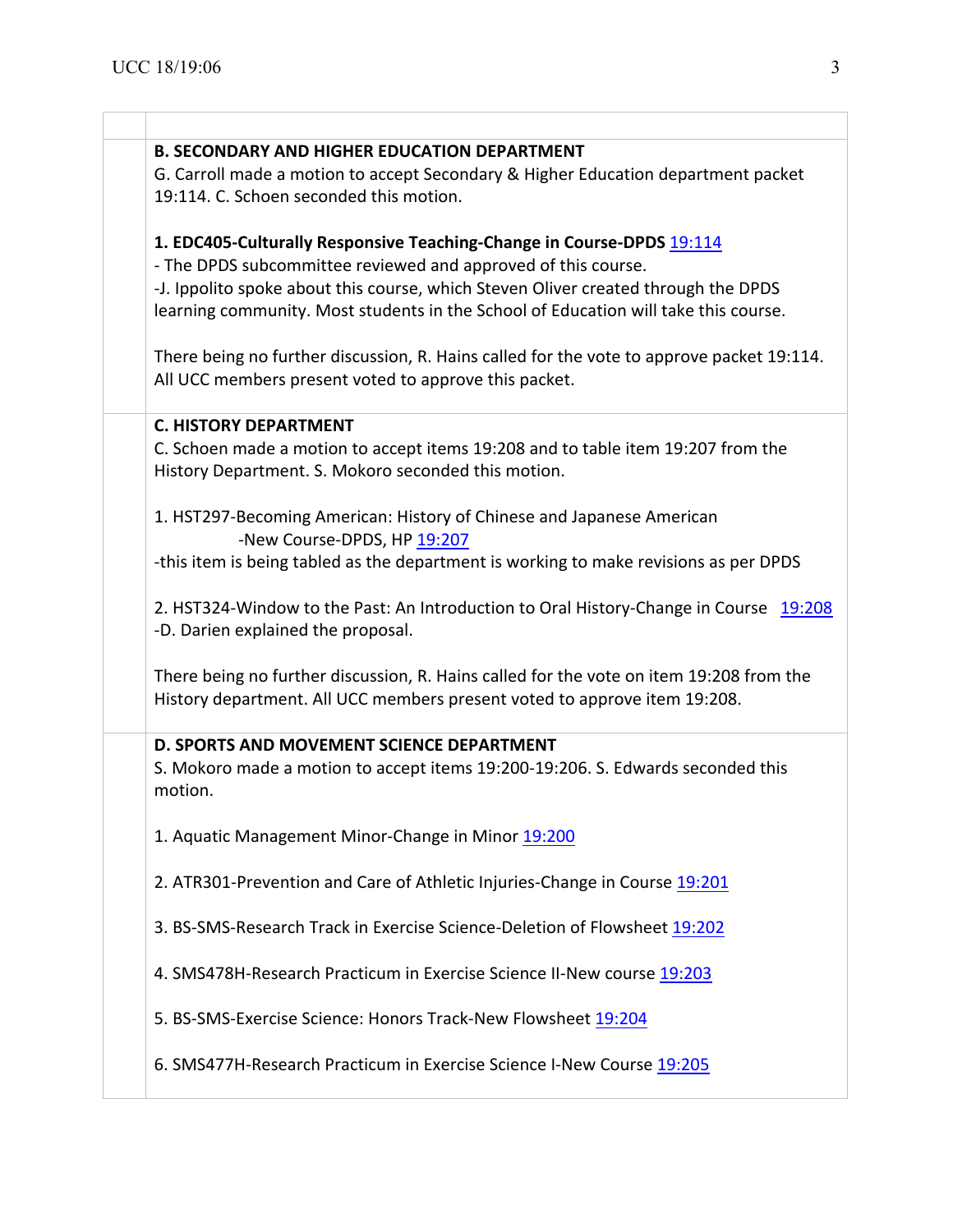**B. SECONDARY AND HIGHER EDUCATION DEPARTMENT**

G. Carroll made a motion to accept Secondary & Higher Education department packet 19:114. C. Schoen seconded this motion.

**1. EDC405-Culturally Responsive Teaching-Change in Course-DPDS** 19:114

- The DPDS subcommittee reviewed and approved of this course.

-J. Ippolito spoke about this course, which Steven Oliver created through the DPDS learning community. Most students in the School of Education will take this course.

There being no further discussion, R. Hains called for the vote to approve packet 19:114. All UCC members present voted to approve this packet.

**C. HISTORY DEPARTMENT**

C. Schoen made a motion to accept items 19:208 and to table item 19:207 from the History Department. S. Mokoro seconded this motion.

1. HST297-Becoming American: History of Chinese and Japanese American -New Course-DPDS, HP 19:207

-this item is being tabled as the department is working to make revisions as per DPDS

2. HST324-Window to the Past: An Introduction to Oral History-Change in Course 19:208

-D. Darien explained the proposal.

There being no further discussion, R. Hains called for the vote on item 19:208 from the History department. All UCC members present voted to approve item 19:208.

**D. SPORTS AND MOVEMENT SCIENCE DEPARTMENT**

S. Mokoro made a motion to accept items 19:200-19:206. S. Edwards seconded this motion.

1. Aquatic Management Minor-Change in Minor 19:200

2. ATR301-Prevention and Care of Athletic Injuries-Change in Course 19:201

3. BS-SMS-Research Track in Exercise Science-Deletion of Flowsheet 19:202

4. SMS478H-Research Practicum in Exercise Science II-New course 19:203

5. BS-SMS-Exercise Science: Honors Track-New Flowsheet 19:204

6. SMS477H-Research Practicum in Exercise Science I-New Course 19:205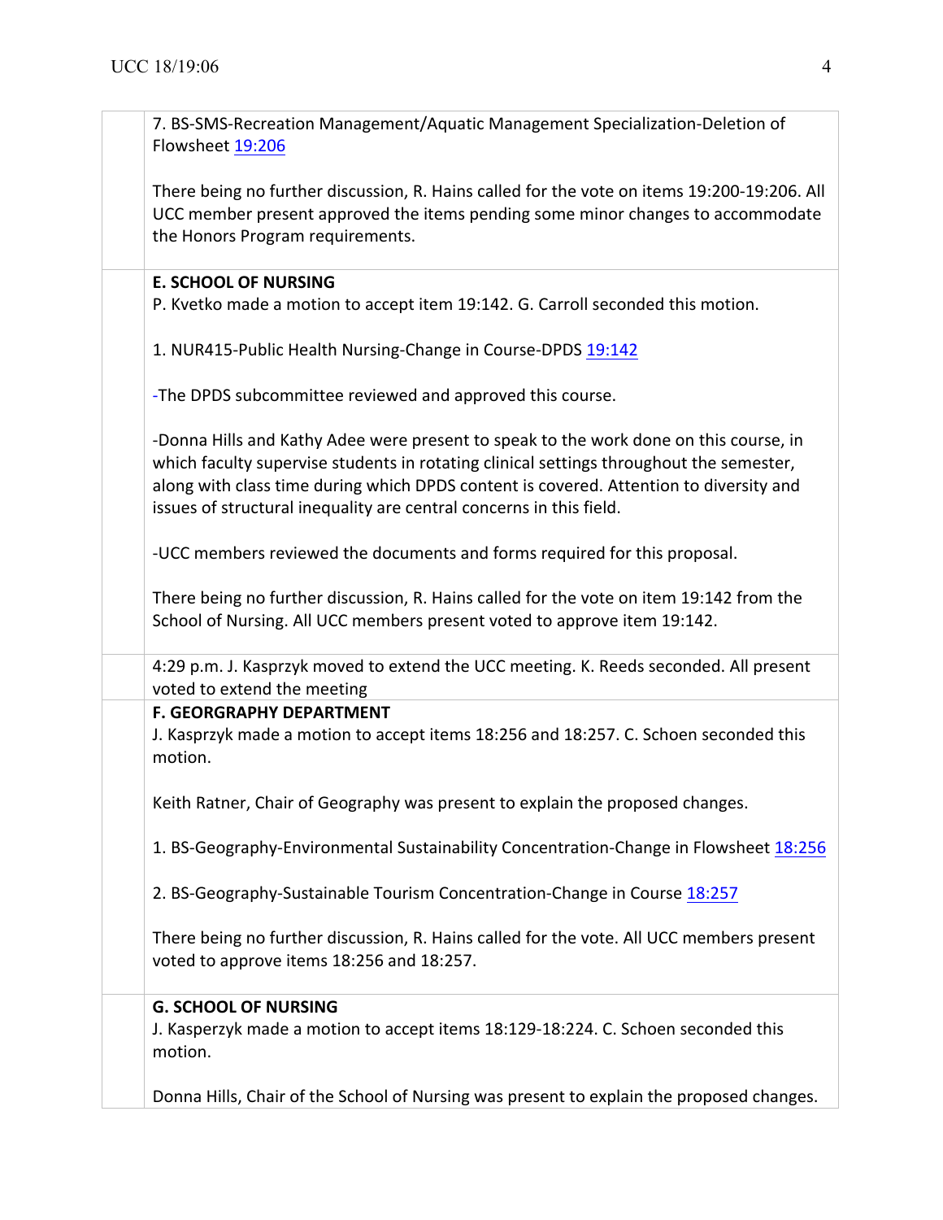7. BS-SMS-Recreation Management/Aquatic Management Specialization-Deletion of Flowsheet 19:206

There being no further discussion, R. Hains called for the vote on items 19:200-19:206. All UCC member present approved the items pending some minor changes to accommodate the Honors Program requirements.

**E. SCHOOL OF NURSING**

P. Kvetko made a motion to accept item 19:142. G. Carroll seconded this motion.

1. NUR415-Public Health Nursing-Change in Course-DPDS 19:142

-The DPDS subcommittee reviewed and approved this course.

-Donna Hills and Kathy Adee were present to speak to the work done on this course, in which faculty supervise students in rotating clinical settings throughout the semester, along with class time during which DPDS content is covered. Attention to diversity and issues of structural inequality are central concerns in this field.

-UCC members reviewed the documents and forms required for this proposal.

There being no further discussion, R. Hains called for the vote on item 19:142 from the School of Nursing. All UCC members present voted to approve item 19:142.

4:29 p.m. J. Kasprzyk moved to extend the UCC meeting. K. Reeds seconded. All present voted to extend the meeting

**F. GEORGRAPHY DEPARTMENT**

J. Kasprzyk made a motion to accept items 18:256 and 18:257. C. Schoen seconded this motion.

Keith Ratner, Chair of Geography was present to explain the proposed changes.

1. BS-Geography-Environmental Sustainability Concentration-Change in Flowsheet 18:256

2. BS-Geography-Sustainable Tourism Concentration-Change in Course 18:257

There being no further discussion, R. Hains called for the vote. All UCC members present voted to approve items 18:256 and 18:257.

**G. SCHOOL OF NURSING**

J. Kasperzyk made a motion to accept items 18:129-18:224. C. Schoen seconded this motion.

Donna Hills, Chair of the School of Nursing was present to explain the proposed changes.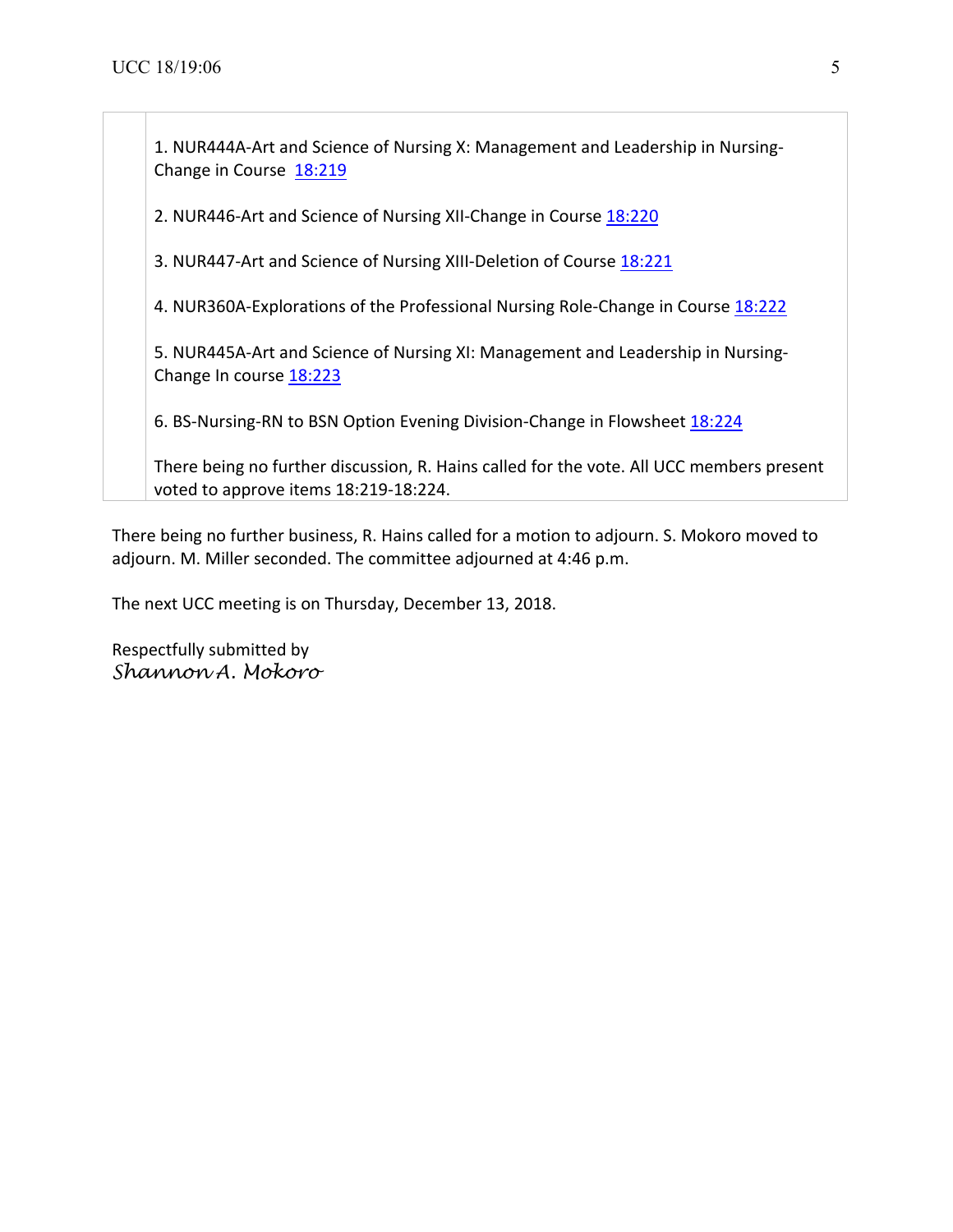1. NUR444A-Art and Science of Nursing X: Management and Leadership in Nursing-Change in Course 18:219

2. NUR446-Art and Science of Nursing XII-Change in Course 18:220

3. NUR447-Art and Science of Nursing XIII-Deletion of Course 18:221

4. NUR360A-Explorations of the Professional Nursing Role-Change in Course 18:222

5. NUR445A-Art and Science of Nursing XI: Management and Leadership in Nursing-Change In course 18:223

6. BS-Nursing-RN to BSN Option Evening Division-Change in Flowsheet 18:224

There being no further discussion, R. Hains called for the vote. All UCC members present voted to approve items 18:219-18:224.

There being no further business, R. Hains called for a motion to adjourn. S. Mokoro moved to adjourn. M. Miller seconded. The committee adjourned at 4:46 p.m.

The next UCC meeting is on Thursday, December 13, 2018.

Respectfully submitted by
*Shannon A. Mokoro*